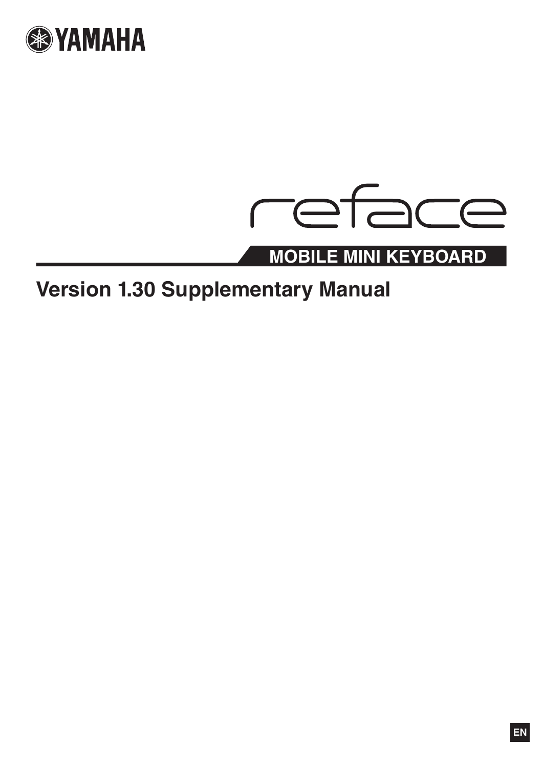YAMAHA

# reface

## MOBILE MINI KEYBOARD

# Version 1.30 Supplementary Manual

EN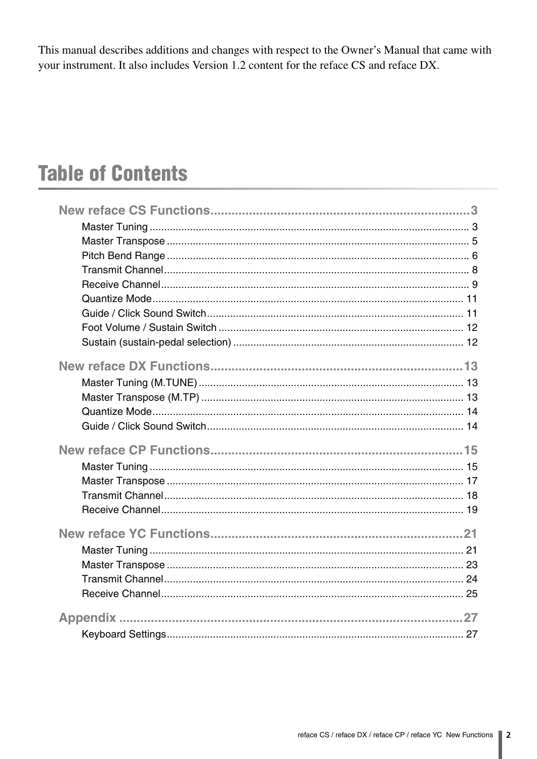This manual describes additions and changes with respect to the Owner's Manual that came with your instrument. It also includes Version 1.2 content for the reface CS and reface DX.

# Table of Contents

**New reface CS Functions....................3**

- Master Tuning .................... 3
- Master Transpose .................... 5
- Pitch Bend Range .................... 6
- Transmit Channel .................... 8
- Receive Channel .................... 9
- Quantize Mode .................... 11
- Guide / Click Sound Switch .................... 11
- Foot Volume / Sustain Switch .................... 12
- Sustain (sustain-pedal selection) .................... 12

**New reface DX Functions....................13**

- Master Tuning (M.TUNE) .................... 13
- Master Transpose (M.TP) .................... 13
- Quantize Mode .................... 14
- Guide / Click Sound Switch .................... 14

**New reface CP Functions....................15**

- Master Tuning .................... 15
- Master Transpose .................... 17
- Transmit Channel .................... 18
- Receive Channel .................... 19

**New reface YC Functions....................21**

- Master Tuning .................... 21
- Master Transpose .................... 23
- Transmit Channel .................... 24
- Receive Channel .................... 25

**Appendix....................27**

- Keyboard Settings .................... 27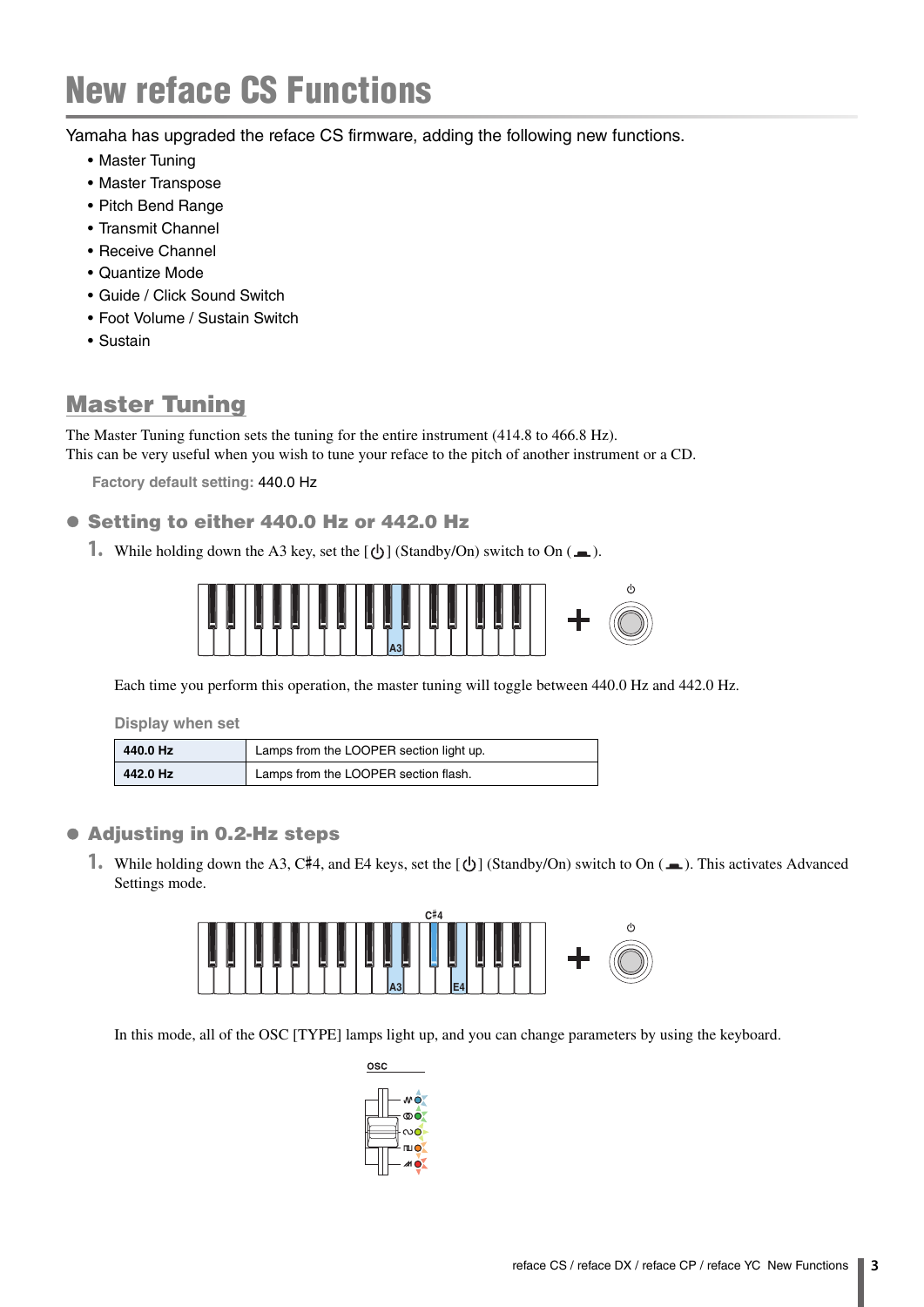# New reface CS Functions

Yamaha has upgraded the reface CS firmware, adding the following new functions.

- Master Tuning
- Master Transpose
- Pitch Bend Range
- Transmit Channel
- Receive Channel
- Quantize Mode
- Guide / Click Sound Switch
- Foot Volume / Sustain Switch
- Sustain

## Master Tuning

The Master Tuning function sets the tuning for the entire instrument (414.8 to 466.8 Hz).
This can be very useful when you wish to tune your reface to the pitch of another instrument or a CD.

**Factory default setting:** 440.0 Hz

### ● Setting to either 440.0 Hz or 442.0 Hz

1. While holding down the A3 key, set the [⏻] (Standby/On) switch to On (▬).

Each time you perform this operation, the master tuning will toggle between 440.0 Hz and 442.0 Hz.

**Display when set**

| | |
|---|---|
| **440.0 Hz** | Lamps from the LOOPER section light up. |
| **442.0 Hz** | Lamps from the LOOPER section flash. |

### ● Adjusting in 0.2-Hz steps

1. While holding down the A3, C♯4, and E4 keys, set the [⏻] (Standby/On) switch to On (▬). This activates Advanced Settings mode.

In this mode, all of the OSC [TYPE] lamps light up, and you can change parameters by using the keyboard.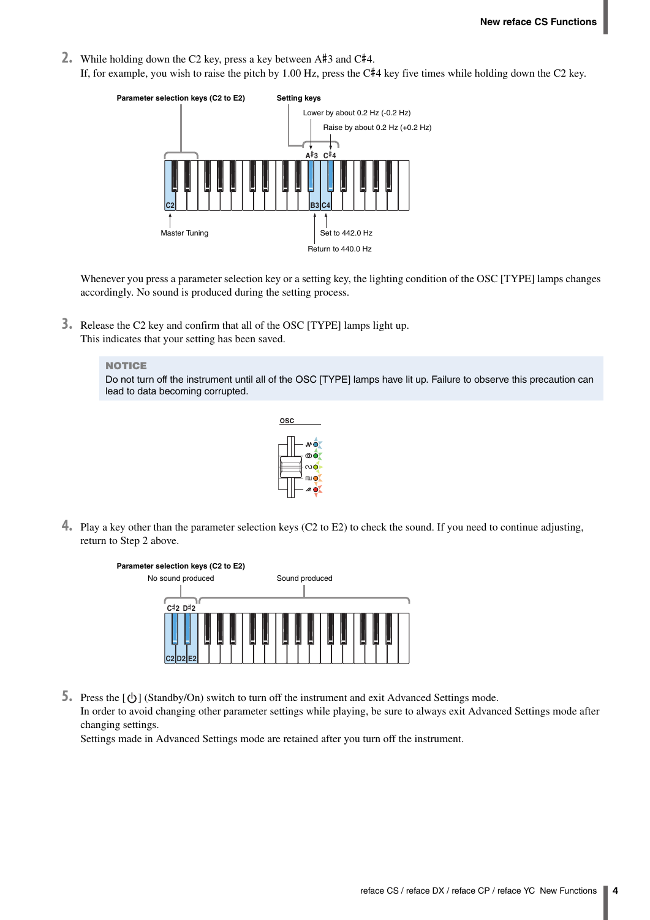2. While holding down the C2 key, press a key between A♯3 and C♯4.
   If, for example, you wish to raise the pitch by 1.00 Hz, press the C♯4 key five times while holding down the C2 key.

   Parameter selection keys (C2 to E2)

   Setting keys

   Lower by about 0.2 Hz (-0.2 Hz)

   Raise by about 0.2 Hz (+0.2 Hz)

   A♯3 C♯4

   C2 B3 C4

   Master Tuning

   Set to 442.0 Hz

   Return to 440.0 Hz

   Whenever you press a parameter selection key or a setting key, the lighting condition of the OSC [TYPE] lamps changes accordingly. No sound is produced during the setting process.

3. Release the C2 key and confirm that all of the OSC [TYPE] lamps light up.
   This indicates that your setting has been saved.

   **NOTICE**
   Do not turn off the instrument until all of the OSC [TYPE] lamps have lit up. Failure to observe this precaution can lead to data becoming corrupted.

   OSC

4. Play a key other than the parameter selection keys (C2 to E2) to check the sound. If you need to continue adjusting, return to Step 2 above.

   Parameter selection keys (C2 to E2)

   No sound produced

   Sound produced

   C♯2 D♯2

   C2 D2 E2

5. Press the [⏻] (Standby/On) switch to turn off the instrument and exit Advanced Settings mode.
   In order to avoid changing other parameter settings while playing, be sure to always exit Advanced Settings mode after changing settings.
   Settings made in Advanced Settings mode are retained after you turn off the instrument.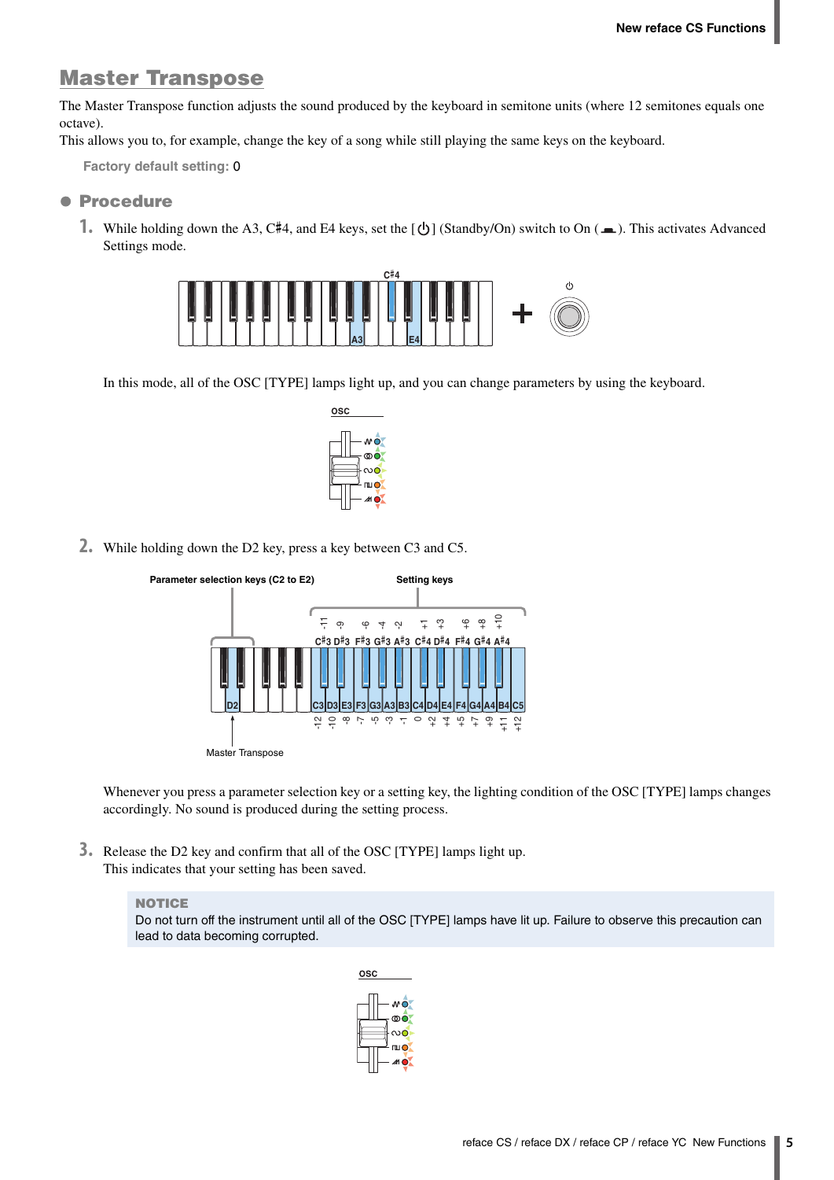# Master Transpose

The Master Transpose function adjusts the sound produced by the keyboard in semitone units (where 12 semitones equals one octave).
This allows you to, for example, change the key of a song while still playing the same keys on the keyboard.

**Factory default setting:** 0

## ● Procedure

1. While holding down the A3, C♯4, and E4 keys, set the [⏻] (Standby/On) switch to On (▬). This activates Advanced Settings mode.

   In this mode, all of the OSC [TYPE] lamps light up, and you can change parameters by using the keyboard.

2. While holding down the D2 key, press a key between C3 and C5.

   Whenever you press a parameter selection key or a setting key, the lighting condition of the OSC [TYPE] lamps changes accordingly. No sound is produced during the setting process.

3. Release the D2 key and confirm that all of the OSC [TYPE] lamps light up.
   This indicates that your setting has been saved.

**NOTICE**
Do not turn off the instrument until all of the OSC [TYPE] lamps have lit up. Failure to observe this precaution can lead to data becoming corrupted.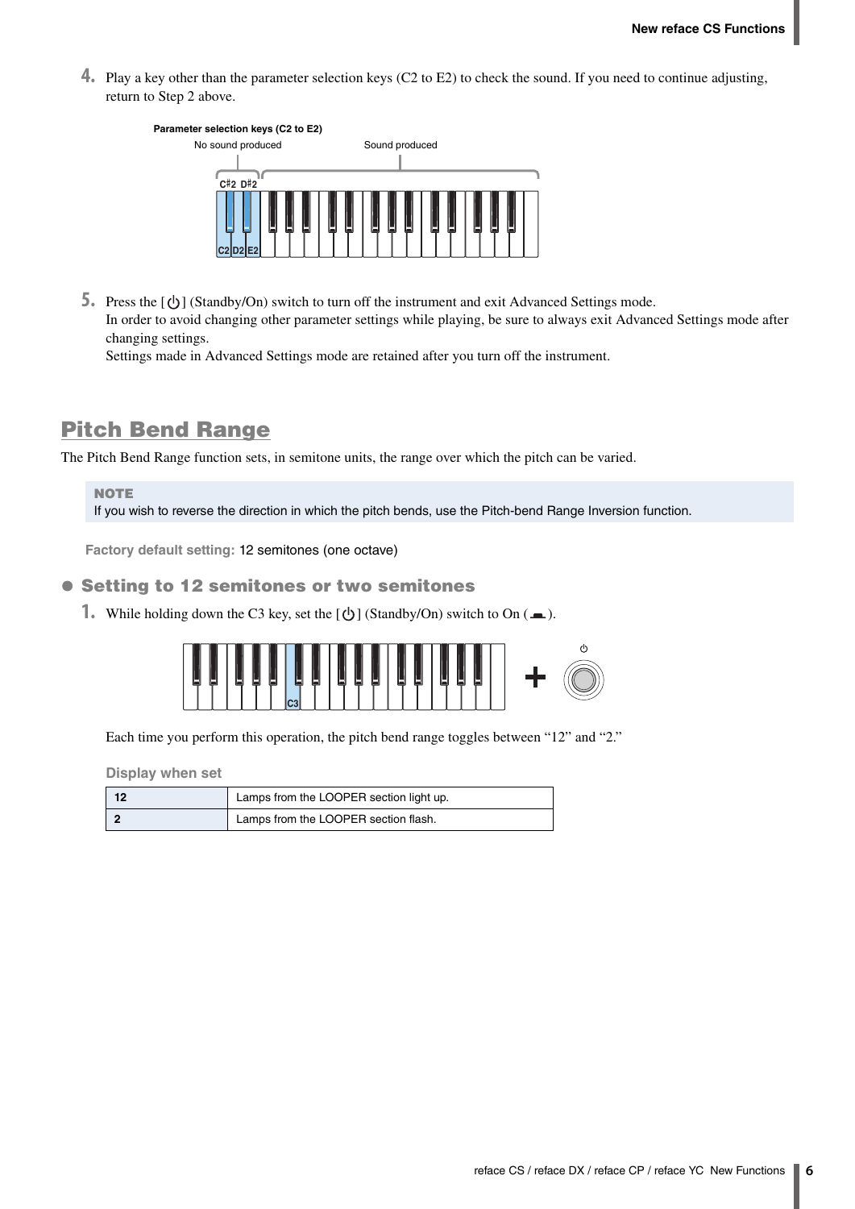4. Play a key other than the parameter selection keys (C2 to E2) to check the sound. If you need to continue adjusting, return to Step 2 above.

Parameter selection keys (C2 to E2)

No sound produced

Sound produced

C♯2 D♯2

C2 D2 E2

5. Press the [⏻] (Standby/On) switch to turn off the instrument and exit Advanced Settings mode.
   In order to avoid changing other parameter settings while playing, be sure to always exit Advanced Settings mode after changing settings.
   Settings made in Advanced Settings mode are retained after you turn off the instrument.

## Pitch Bend Range

The Pitch Bend Range function sets, in semitone units, the range over which the pitch can be varied.

**NOTE**
If you wish to reverse the direction in which the pitch bends, use the Pitch-bend Range Inversion function.

**Factory default setting:** 12 semitones (one octave)

### ● Setting to 12 semitones or two semitones

1. While holding down the C3 key, set the [⏻] (Standby/On) switch to On (▬).

   C3

   Each time you perform this operation, the pitch bend range toggles between “12” and “2.”

   **Display when set**

| | |
|---|---|
| **12** | Lamps from the LOOPER section light up. |
| **2** | Lamps from the LOOPER section flash. |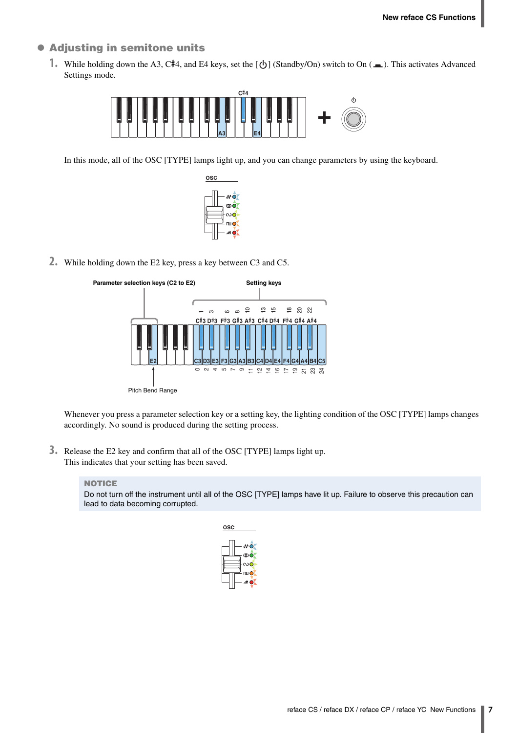## ● Adjusting in semitone units

1. While holding down the A3, C♯4, and E4 keys, set the [⏻] (Standby/On) switch to On (▬). This activates Advanced Settings mode.

   In this mode, all of the OSC [TYPE] lamps light up, and you can change parameters by using the keyboard.

2. While holding down the E2 key, press a key between C3 and C5.

   Whenever you press a parameter selection key or a setting key, the lighting condition of the OSC [TYPE] lamps changes accordingly. No sound is produced during the setting process.

3. Release the E2 key and confirm that all of the OSC [TYPE] lamps light up.
   This indicates that your setting has been saved.

**NOTICE**

Do not turn off the instrument until all of the OSC [TYPE] lamps have lit up. Failure to observe this precaution can lead to data becoming corrupted.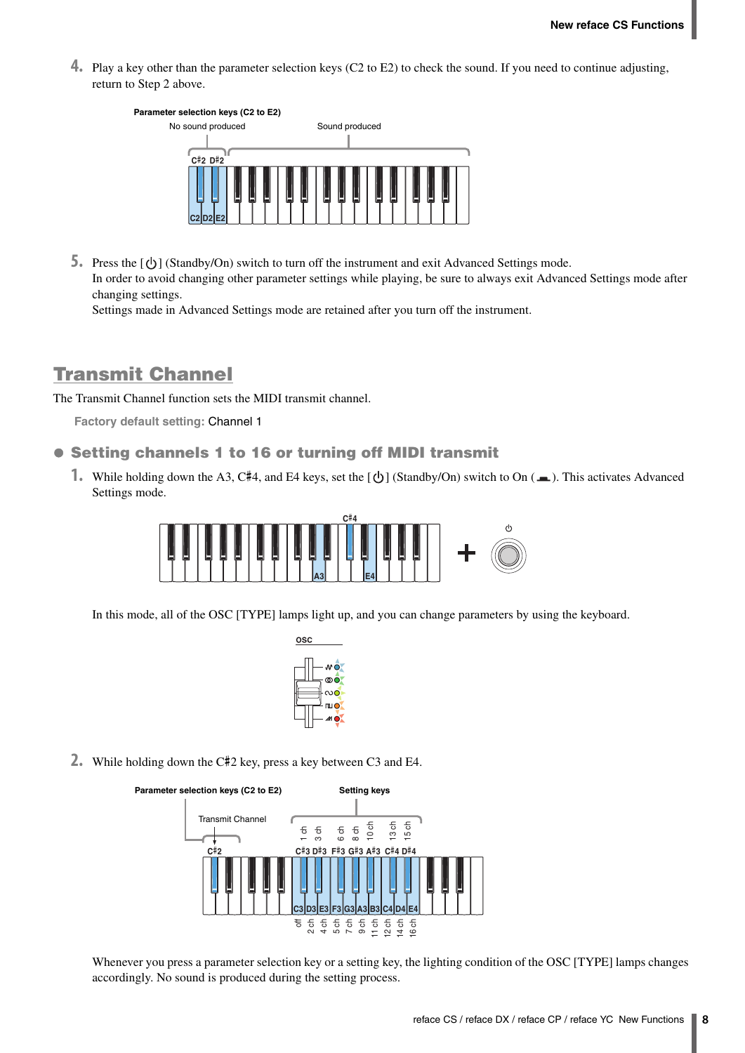4. Play a key other than the parameter selection keys (C2 to E2) to check the sound. If you need to continue adjusting, return to Step 2 above.

5. Press the [⏻] (Standby/On) switch to turn off the instrument and exit Advanced Settings mode.
In order to avoid changing other parameter settings while playing, be sure to always exit Advanced Settings mode after changing settings.
Settings made in Advanced Settings mode are retained after you turn off the instrument.

## Transmit Channel

The Transmit Channel function sets the MIDI transmit channel.

**Factory default setting:** Channel 1

### ● Setting channels 1 to 16 or turning off MIDI transmit

1. While holding down the A3, C♯4, and E4 keys, set the [⏻] (Standby/On) switch to On (▂). This activates Advanced Settings mode.

In this mode, all of the OSC [TYPE] lamps light up, and you can change parameters by using the keyboard.

2. While holding down the C♯2 key, press a key between C3 and E4.

Whenever you press a parameter selection key or a setting key, the lighting condition of the OSC [TYPE] lamps changes accordingly. No sound is produced during the setting process.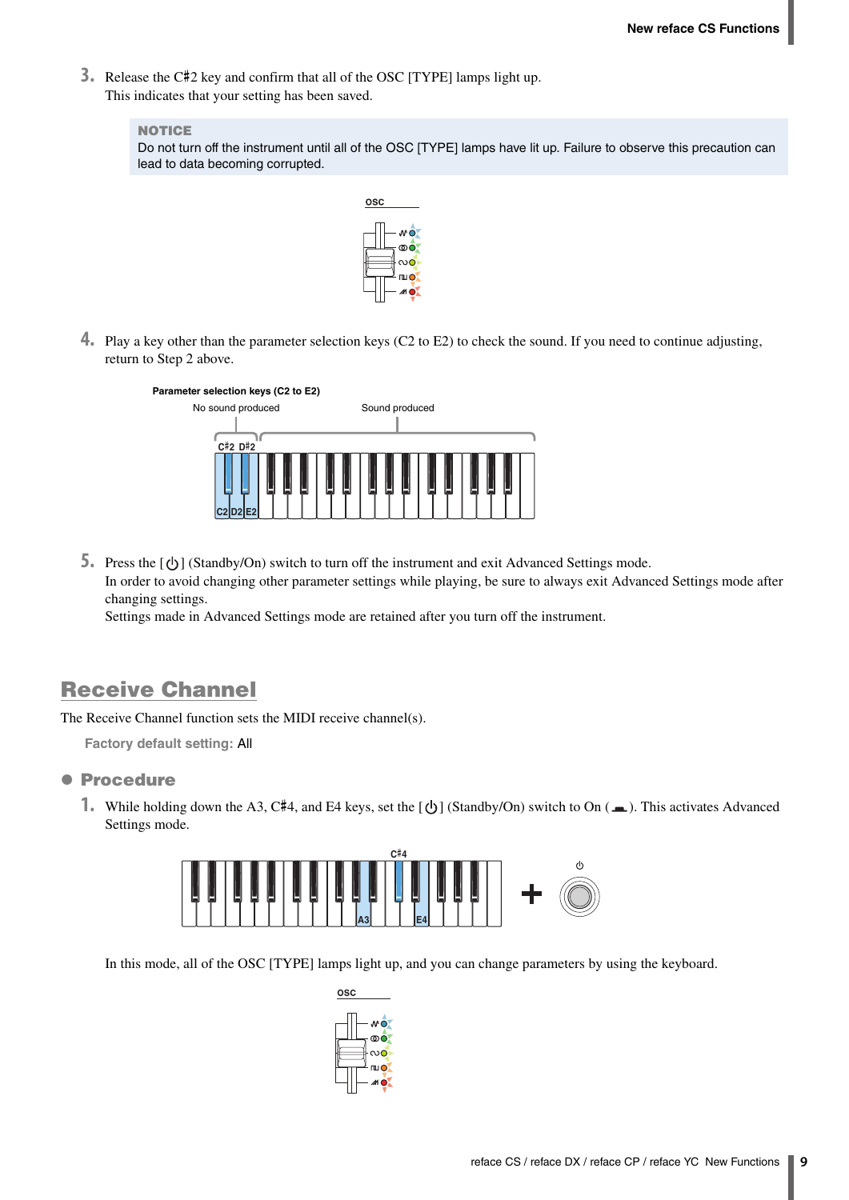3. Release the C♯2 key and confirm that all of the OSC [TYPE] lamps light up.
This indicates that your setting has been saved.

> **NOTICE**
> Do not turn off the instrument until all of the OSC [TYPE] lamps have lit up. Failure to observe this precaution can lead to data becoming corrupted.

4. Play a key other than the parameter selection keys (C2 to E2) to check the sound. If you need to continue adjusting, return to Step 2 above.

Parameter selection keys (C2 to E2)

No sound produced — Sound produced

5. Press the [⏻] (Standby/On) switch to turn off the instrument and exit Advanced Settings mode.
In order to avoid changing other parameter settings while playing, be sure to always exit Advanced Settings mode after changing settings.
Settings made in Advanced Settings mode are retained after you turn off the instrument.

## Receive Channel

The Receive Channel function sets the MIDI receive channel(s).

**Factory default setting:** All

### ● Procedure

1. While holding down the A3, C♯4, and E4 keys, set the [⏻] (Standby/On) switch to On ( ▬ ). This activates Advanced Settings mode.

In this mode, all of the OSC [TYPE] lamps light up, and you can change parameters by using the keyboard.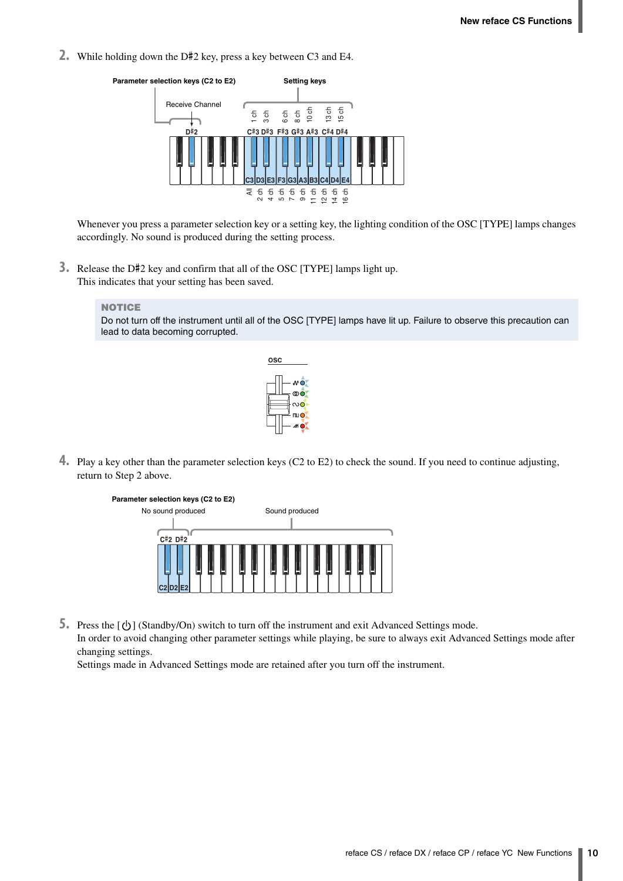2. While holding down the D♯2 key, press a key between C3 and E4.

Parameter selection keys (C2 to E2) — Receive Channel: D♯2

Setting keys:

| Key | Channel |
|---|---|
| C3 | All |
| C♯3 | 1 ch |
| D3 | 2 ch |
| D♯3 | 3 ch |
| E3 | 4 ch |
| F3 | 5 ch |
| F♯3 | 6 ch |
| G3 | 7 ch |
| G♯3 | 8 ch |
| A3 | 9 ch |
| A♯3 | 10 ch |
| B3 | 11 ch |
| C4 | 12 ch |
| C♯4 | 13 ch |
| D4 | 14 ch |
| D♯4 | 15 ch |
| E4 | 16 ch |

Whenever you press a parameter selection key or a setting key, the lighting condition of the OSC [TYPE] lamps changes accordingly. No sound is produced during the setting process.

3. Release the D♯2 key and confirm that all of the OSC [TYPE] lamps light up.
   This indicates that your setting has been saved.

> **NOTICE**
> Do not turn off the instrument until all of the OSC [TYPE] lamps have lit up. Failure to observe this precaution can lead to data becoming corrupted.

4. Play a key other than the parameter selection keys (C2 to E2) to check the sound. If you need to continue adjusting, return to Step 2 above.

Parameter selection keys (C2 to E2): No sound produced — Other keys: Sound produced

5. Press the [⏻] (Standby/On) switch to turn off the instrument and exit Advanced Settings mode.
   In order to avoid changing other parameter settings while playing, be sure to always exit Advanced Settings mode after changing settings.
   Settings made in Advanced Settings mode are retained after you turn off the instrument.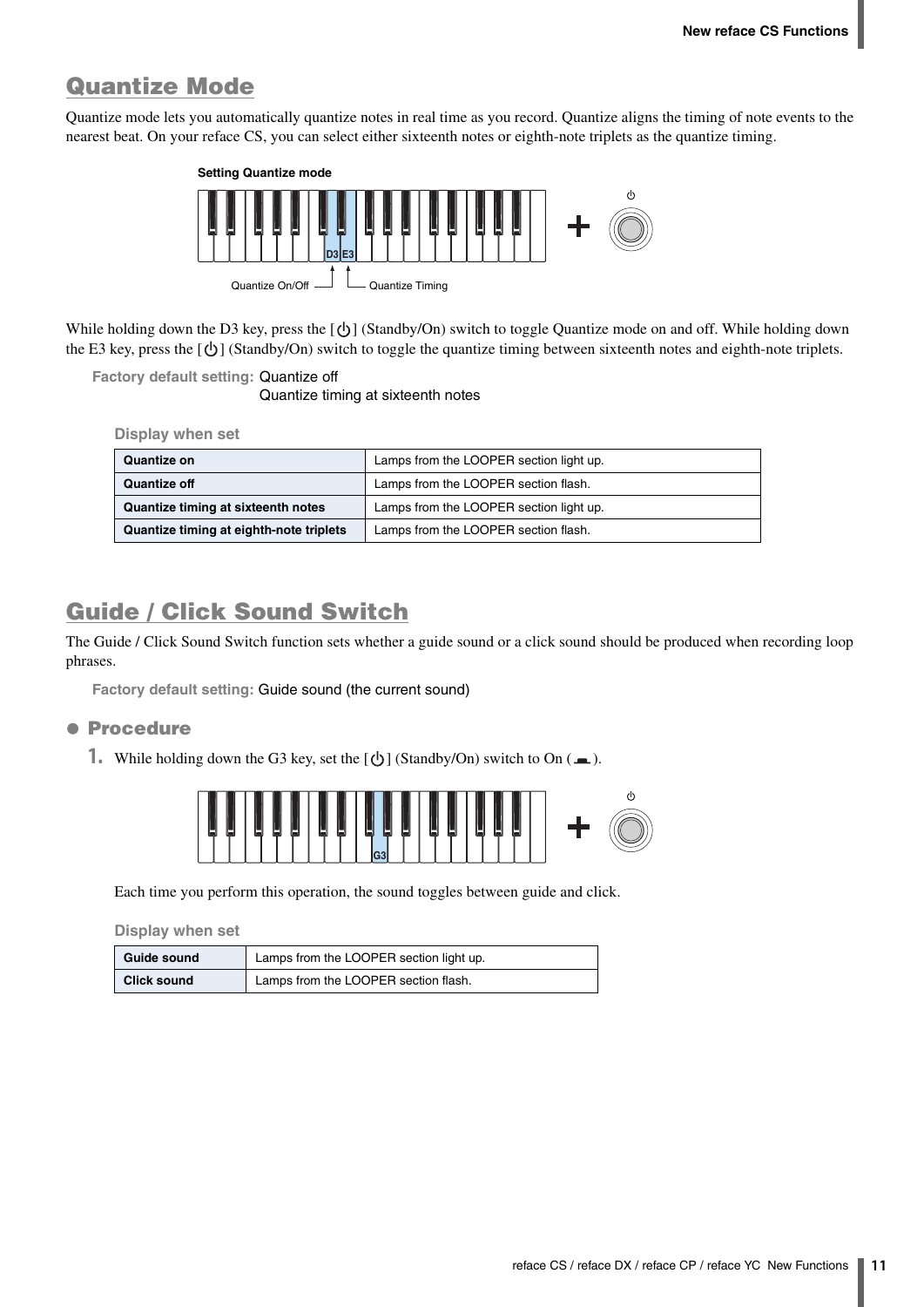## Quantize Mode

Quantize mode lets you automatically quantize notes in real time as you record. Quantize aligns the timing of note events to the nearest beat. On your reface CS, you can select either sixteenth notes or eighth-note triplets as the quantize timing.

**Setting Quantize mode**

D3 E3

Quantize On/Off — Quantize Timing

While holding down the D3 key, press the [⏻] (Standby/On) switch to toggle Quantize mode on and off. While holding down the E3 key, press the [⏻] (Standby/On) switch to toggle the quantize timing between sixteenth notes and eighth-note triplets.

**Factory default setting:** Quantize off
Quantize timing at sixteenth notes

**Display when set**

| | |
|---|---|
| **Quantize on** | Lamps from the LOOPER section light up. |
| **Quantize off** | Lamps from the LOOPER section flash. |
| **Quantize timing at sixteenth notes** | Lamps from the LOOPER section light up. |
| **Quantize timing at eighth-note triplets** | Lamps from the LOOPER section flash. |

## Guide / Click Sound Switch

The Guide / Click Sound Switch function sets whether a guide sound or a click sound should be produced when recording loop phrases.

**Factory default setting:** Guide sound (the current sound)

### ● Procedure

1. While holding down the G3 key, set the [⏻] (Standby/On) switch to On ( ▬ ).

G3

Each time you perform this operation, the sound toggles between guide and click.

**Display when set**

| | |
|---|---|
| **Guide sound** | Lamps from the LOOPER section light up. |
| **Click sound** | Lamps from the LOOPER section flash. |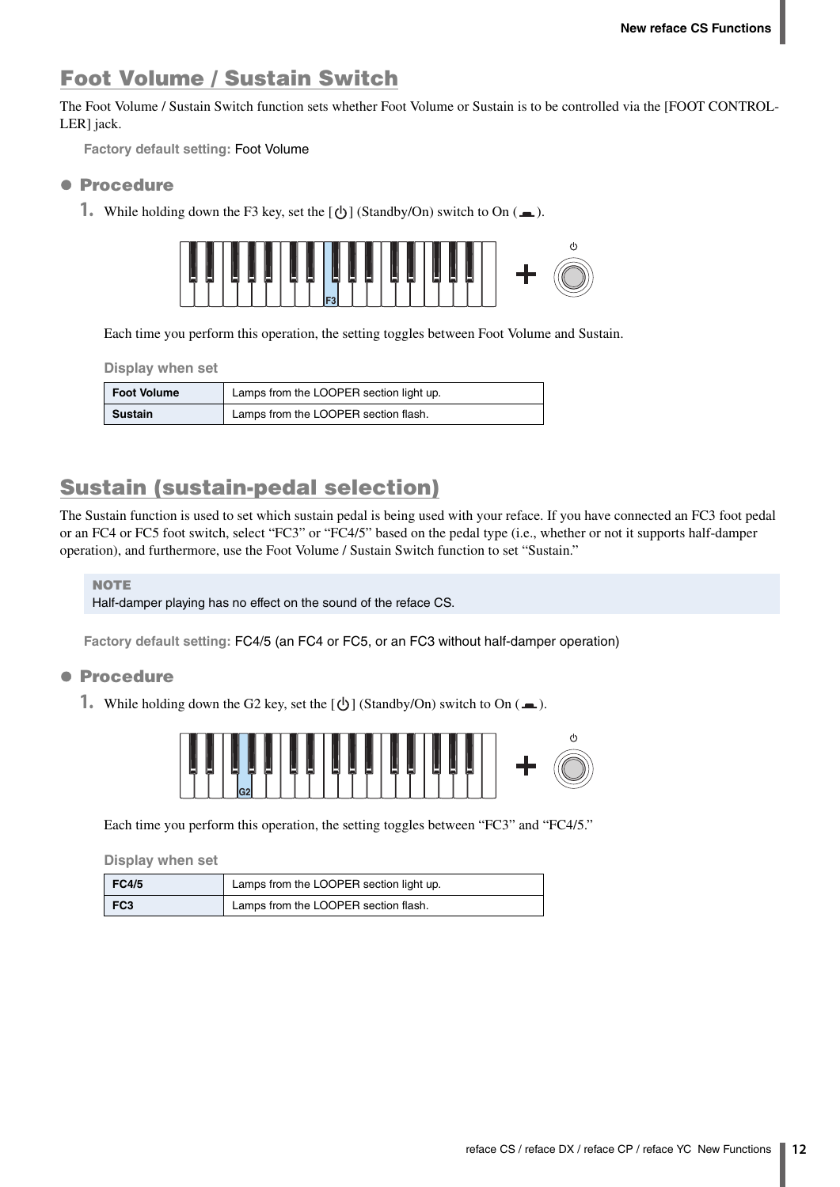## Foot Volume / Sustain Switch

The Foot Volume / Sustain Switch function sets whether Foot Volume or Sustain is to be controlled via the [FOOT CONTROLLER] jack.

**Factory default setting:** Foot Volume

### ● Procedure

1. While holding down the F3 key, set the [⏻] (Standby/On) switch to On ( ▬ ).

   Each time you perform this operation, the setting toggles between Foot Volume and Sustain.

**Display when set**

| | |
|---|---|
| **Foot Volume** | Lamps from the LOOPER section light up. |
| **Sustain** | Lamps from the LOOPER section flash. |

## Sustain (sustain-pedal selection)

The Sustain function is used to set which sustain pedal is being used with your reface. If you have connected an FC3 foot pedal or an FC4 or FC5 foot switch, select “FC3” or “FC4/5” based on the pedal type (i.e., whether or not it supports half-damper operation), and furthermore, use the Foot Volume / Sustain Switch function to set “Sustain.”

**NOTE**
Half-damper playing has no effect on the sound of the reface CS.

**Factory default setting:** FC4/5 (an FC4 or FC5, or an FC3 without half-damper operation)

### ● Procedure

1. While holding down the G2 key, set the [⏻] (Standby/On) switch to On ( ▬ ).

   Each time you perform this operation, the setting toggles between “FC3” and “FC4/5.”

**Display when set**

| | |
|---|---|
| **FC4/5** | Lamps from the LOOPER section light up. |
| **FC3** | Lamps from the LOOPER section flash. |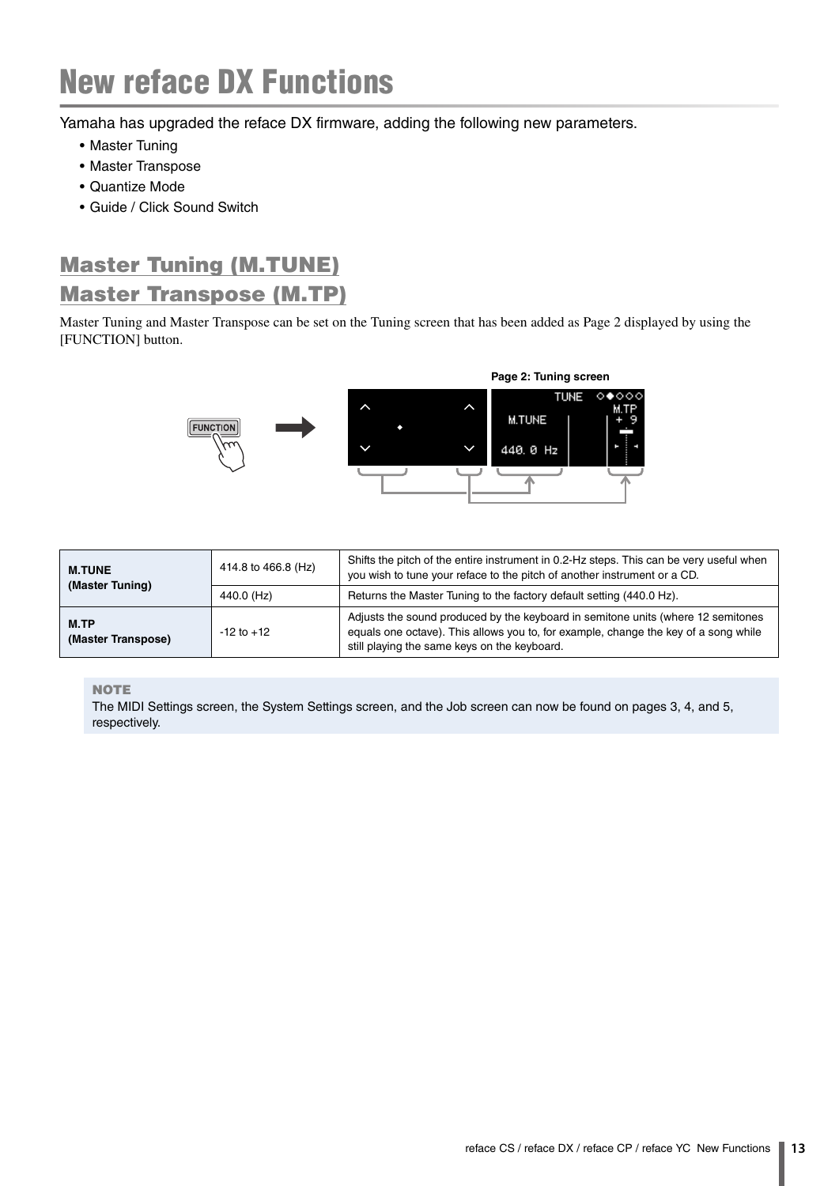# New reface DX Functions

Yamaha has upgraded the reface DX firmware, adding the following new parameters.

- Master Tuning
- Master Transpose
- Quantize Mode
- Guide / Click Sound Switch

## Master Tuning (M.TUNE)
## Master Transpose (M.TP)

Master Tuning and Master Transpose can be set on the Tuning screen that has been added as Page 2 displayed by using the [FUNCTION] button.

**Page 2: Tuning screen**

| | | |
|---|---|---|
| **M.TUNE (Master Tuning)** | 414.8 to 466.8 (Hz) | Shifts the pitch of the entire instrument in 0.2-Hz steps. This can be very useful when you wish to tune your reface to the pitch of another instrument or a CD. |
| | 440.0 (Hz) | Returns the Master Tuning to the factory default setting (440.0 Hz). |
| **M.TP (Master Transpose)** | -12 to +12 | Adjusts the sound produced by the keyboard in semitone units (where 12 semitones equals one octave). This allows you to, for example, change the key of a song while still playing the same keys on the keyboard. |

**NOTE**

The MIDI Settings screen, the System Settings screen, and the Job screen can now be found on pages 3, 4, and 5, respectively.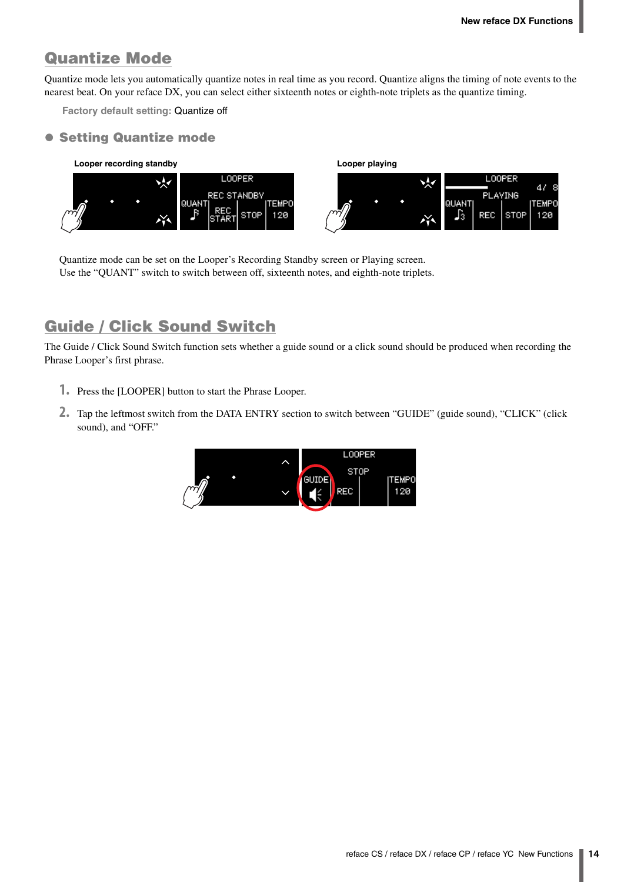## Quantize Mode

Quantize mode lets you automatically quantize notes in real time as you record. Quantize aligns the timing of note events to the nearest beat. On your reface DX, you can select either sixteenth notes or eighth-note triplets as the quantize timing.

**Factory default setting:** Quantize off

### Setting Quantize mode

Looper recording standby

Looper playing

Quantize mode can be set on the Looper's Recording Standby screen or Playing screen.
Use the "QUANT" switch to switch between off, sixteenth notes, and eighth-note triplets.

## Guide / Click Sound Switch

The Guide / Click Sound Switch function sets whether a guide sound or a click sound should be produced when recording the Phrase Looper's first phrase.

1. Press the [LOOPER] button to start the Phrase Looper.
2. Tap the leftmost switch from the DATA ENTRY section to switch between "GUIDE" (guide sound), "CLICK" (click sound), and "OFF."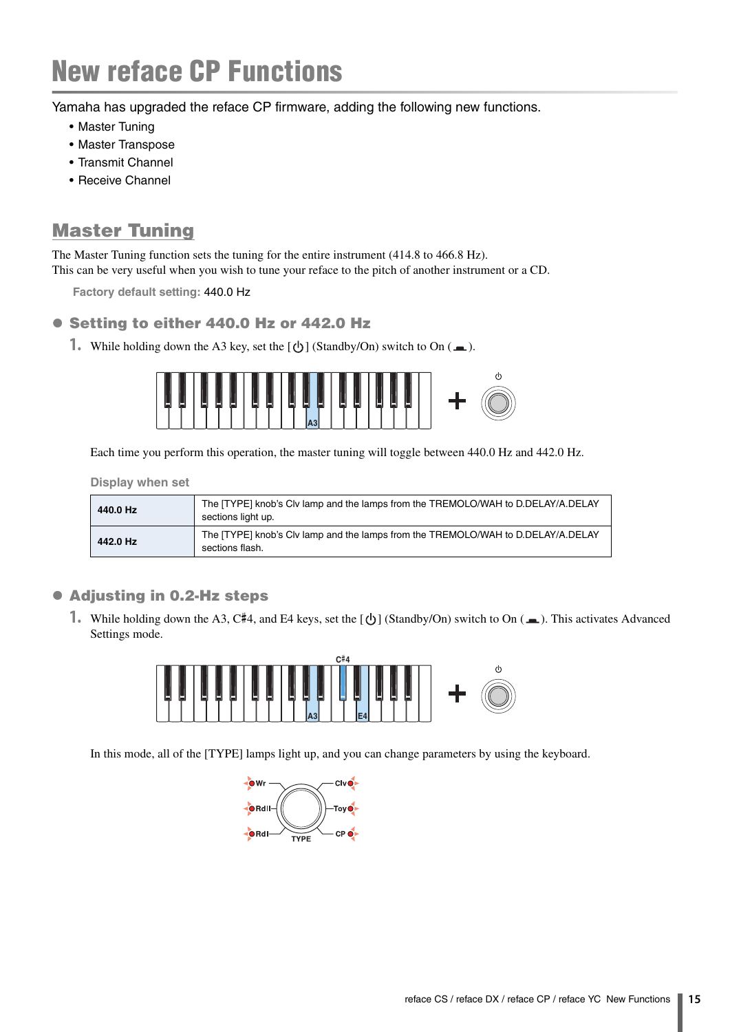# New reface CP Functions

Yamaha has upgraded the reface CP firmware, adding the following new functions.

- Master Tuning
- Master Transpose
- Transmit Channel
- Receive Channel

## Master Tuning

The Master Tuning function sets the tuning for the entire instrument (414.8 to 466.8 Hz).
This can be very useful when you wish to tune your reface to the pitch of another instrument or a CD.

**Factory default setting:** 440.0 Hz

### Setting to either 440.0 Hz or 442.0 Hz

1. While holding down the A3 key, set the [⏻] (Standby/On) switch to On (▬).

Each time you perform this operation, the master tuning will toggle between 440.0 Hz and 442.0 Hz.

**Display when set**

| | |
|---|---|
| **440.0 Hz** | The [TYPE] knob's Clv lamp and the lamps from the TREMOLO/WAH to D.DELAY/A.DELAY sections light up. |
| **442.0 Hz** | The [TYPE] knob's Clv lamp and the lamps from the TREMOLO/WAH to D.DELAY/A.DELAY sections flash. |

### Adjusting in 0.2-Hz steps

1. While holding down the A3, C♯4, and E4 keys, set the [⏻] (Standby/On) switch to On (▬). This activates Advanced Settings mode.

In this mode, all of the [TYPE] lamps light up, and you can change parameters by using the keyboard.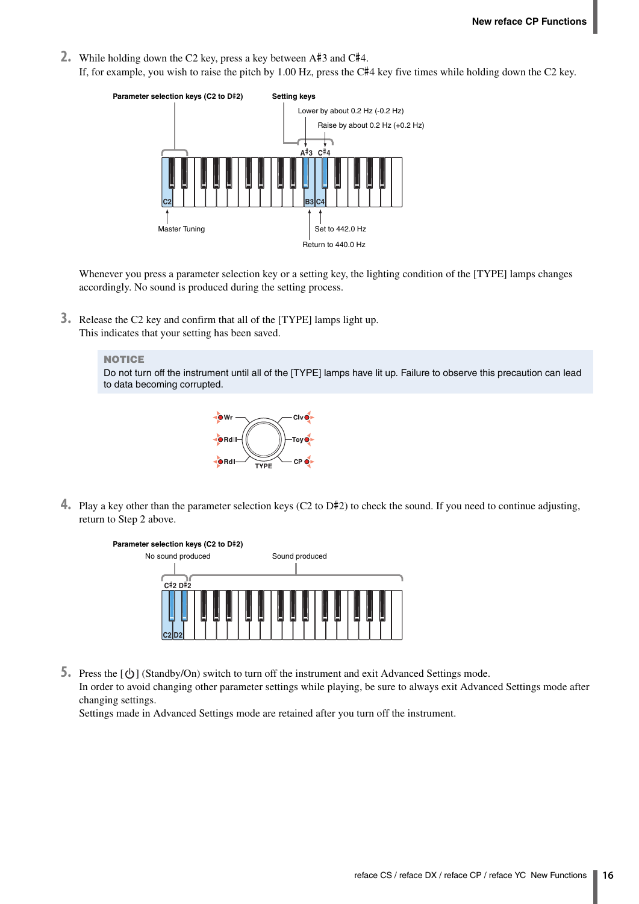2. While holding down the C2 key, press a key between A♯3 and C♯4.
   If, for example, you wish to raise the pitch by 1.00 Hz, press the C♯4 key five times while holding down the C2 key.

   Parameter selection keys (C2 to D♯2)

   Setting keys

   Lower by about 0.2 Hz (-0.2 Hz)

   Raise by about 0.2 Hz (+0.2 Hz)

   A♯3 C♯4

   C2 B3 C4

   Master Tuning

   Set to 442.0 Hz

   Return to 440.0 Hz

   Whenever you press a parameter selection key or a setting key, the lighting condition of the [TYPE] lamps changes accordingly. No sound is produced during the setting process.

3. Release the C2 key and confirm that all of the [TYPE] lamps light up.
   This indicates that your setting has been saved.

   **NOTICE**
   Do not turn off the instrument until all of the [TYPE] lamps have lit up. Failure to observe this precaution can lead to data becoming corrupted.

   Wr, RdII, RdI, TYPE, Clv, Toy, CP

4. Play a key other than the parameter selection keys (C2 to D♯2) to check the sound. If you need to continue adjusting, return to Step 2 above.

   Parameter selection keys (C2 to D♯2)

   No sound produced

   Sound produced

   C♯2 D♯2

   C2 D2

5. Press the [⏻] (Standby/On) switch to turn off the instrument and exit Advanced Settings mode.
   In order to avoid changing other parameter settings while playing, be sure to always exit Advanced Settings mode after changing settings.
   Settings made in Advanced Settings mode are retained after you turn off the instrument.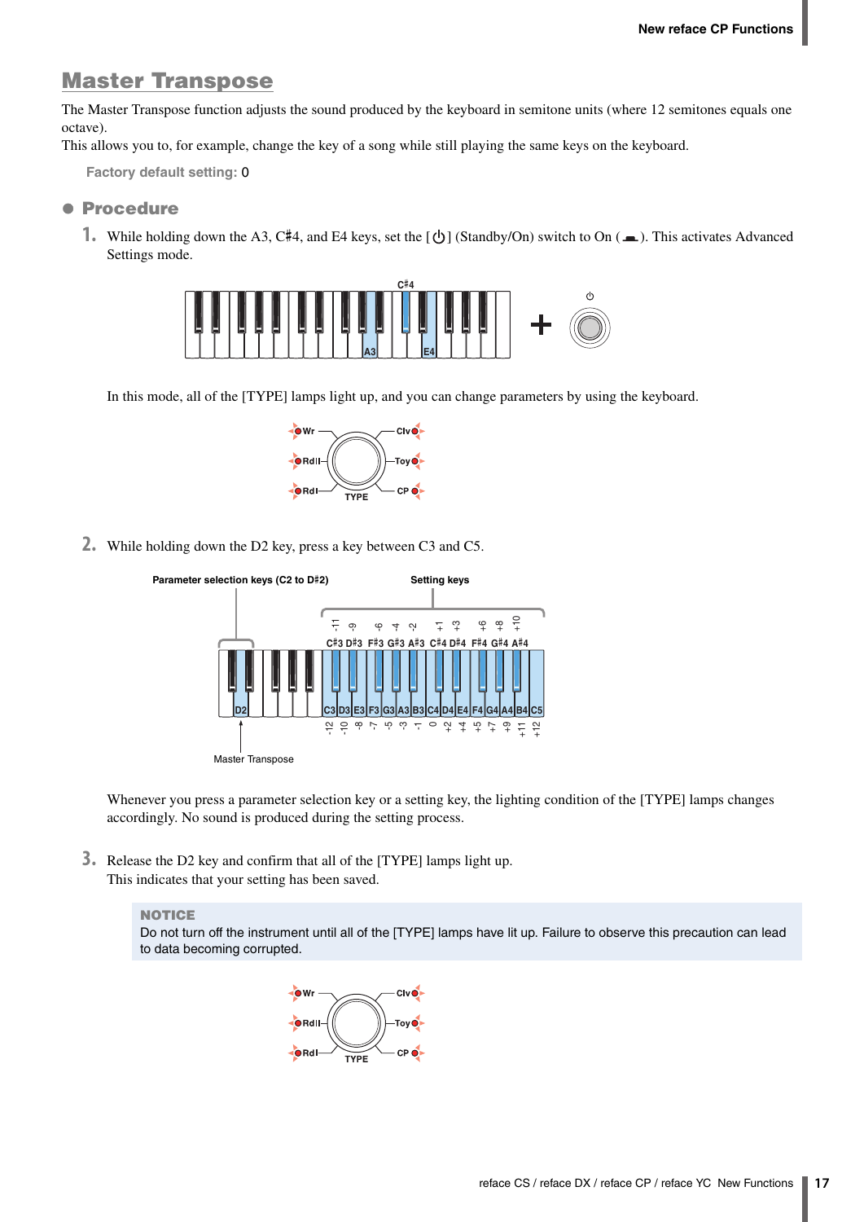## Master Transpose

The Master Transpose function adjusts the sound produced by the keyboard in semitone units (where 12 semitones equals one octave).
This allows you to, for example, change the key of a song while still playing the same keys on the keyboard.

**Factory default setting:** 0

### ● Procedure

1. While holding down the A3, C♯4, and E4 keys, set the [⏻] (Standby/On) switch to On (▬). This activates Advanced Settings mode.

   In this mode, all of the [TYPE] lamps light up, and you can change parameters by using the keyboard.

2. While holding down the D2 key, press a key between C3 and C5.

   Parameter selection keys (C2 to D♯2) — Setting keys

   | Key | C3 | C♯3 | D3 | D♯3 | E3 | F3 | F♯3 | G3 | G♯3 | A3 | A♯3 | B3 | C4 | C♯4 | D4 | D♯4 | E4 | F4 | F♯4 | G4 | G♯4 | A4 | A♯4 | B4 | C5 |
   |---|---|---|---|---|---|---|---|---|---|---|---|---|---|---|---|---|---|---|---|---|---|---|---|---|---|
   | Value | -12 | -11 | -10 | -9 | -8 | -7 | -6 | -5 | -4 | -3 | -2 | -1 | 0 | +1 | +2 | +3 | +4 | +5 | +6 | +7 | +8 | +9 | +10 | +11 | +12 |

   D2: Master Transpose

   Whenever you press a parameter selection key or a setting key, the lighting condition of the [TYPE] lamps changes accordingly. No sound is produced during the setting process.

3. Release the D2 key and confirm that all of the [TYPE] lamps light up.
   This indicates that your setting has been saved.

> **NOTICE**
> Do not turn off the instrument until all of the [TYPE] lamps have lit up. Failure to observe this precaution can lead to data becoming corrupted.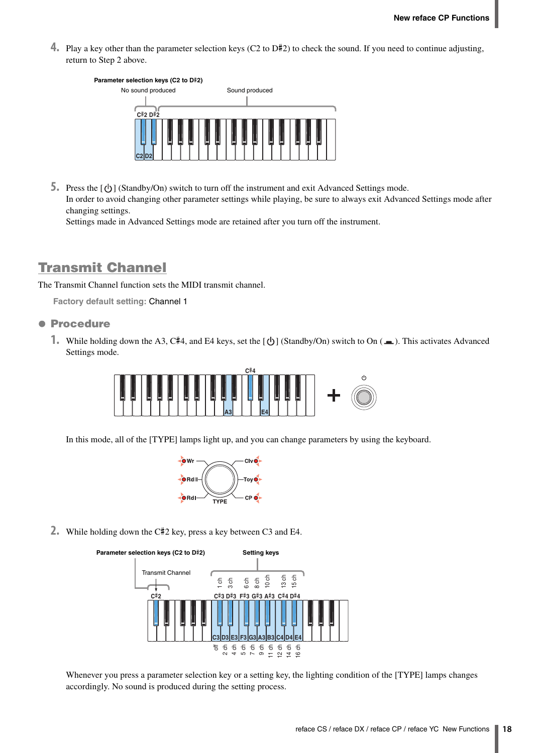4. Play a key other than the parameter selection keys (C2 to D♯2) to check the sound. If you need to continue adjusting, return to Step 2 above.

Parameter selection keys (C2 to D♯2)

No sound produced

Sound produced

5. Press the [⏻] (Standby/On) switch to turn off the instrument and exit Advanced Settings mode.
In order to avoid changing other parameter settings while playing, be sure to always exit Advanced Settings mode after changing settings.
Settings made in Advanced Settings mode are retained after you turn off the instrument.

## Transmit Channel

The Transmit Channel function sets the MIDI transmit channel.

Factory default setting: Channel 1

### ● Procedure

1. While holding down the A3, C♯4, and E4 keys, set the [⏻] (Standby/On) switch to On (▬). This activates Advanced Settings mode.

In this mode, all of the [TYPE] lamps light up, and you can change parameters by using the keyboard.

2. While holding down the C♯2 key, press a key between C3 and E4.

Parameter selection keys (C2 to D♯2)

Transmit Channel

Setting keys

| Key | C3 | C♯3 | D3 | D♯3 | E3 | F3 | F♯3 | G3 | G♯3 | A3 | A♯3 | B3 | C4 | C♯4 | D4 | D♯4 | E4 |
|---|---|---|---|---|---|---|---|---|---|---|---|---|---|---|---|---|---|
| Setting | off | 1 ch | 2 ch | 3 ch | 4 ch | 5 ch | 6 ch | 7 ch | 8 ch | 9 ch | 10 ch | 11 ch | 12 ch | 13 ch | 14 ch | 15 ch | 16 ch |

Whenever you press a parameter selection key or a setting key, the lighting condition of the [TYPE] lamps changes accordingly. No sound is produced during the setting process.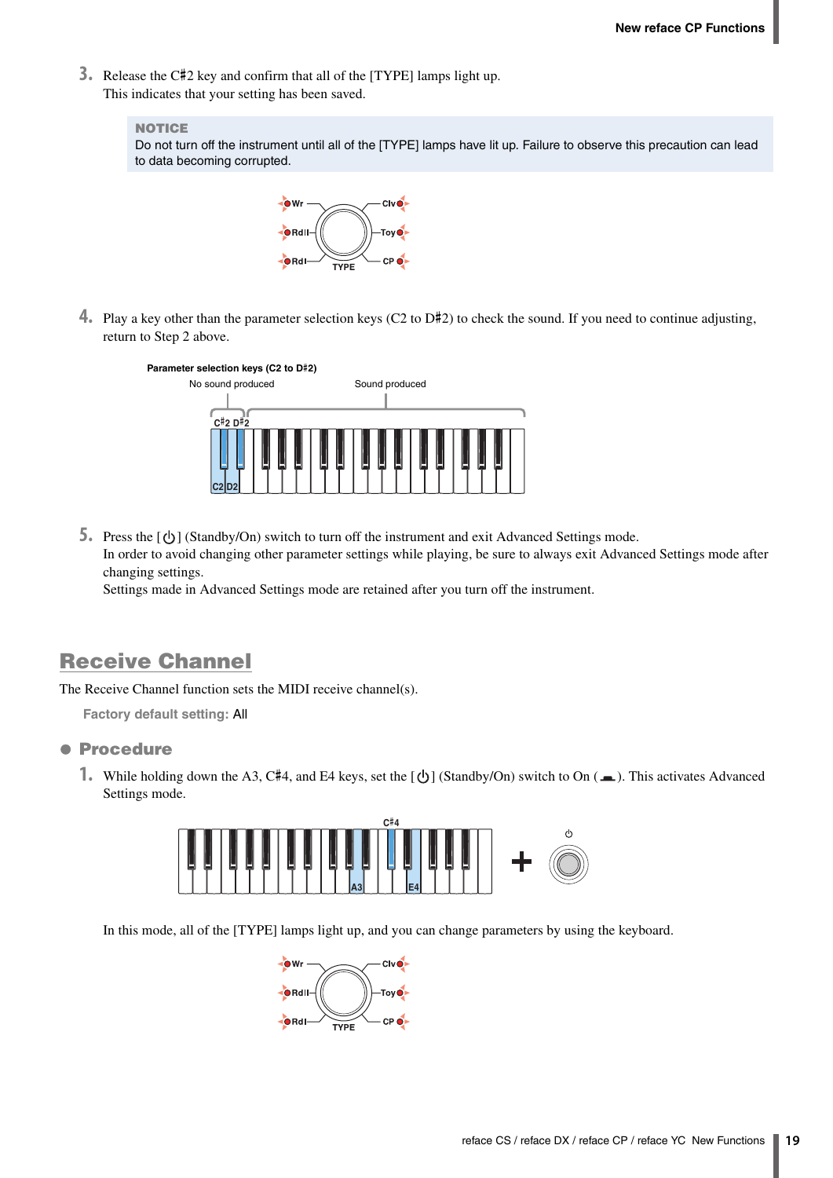3. Release the C♯2 key and confirm that all of the [TYPE] lamps light up.
   This indicates that your setting has been saved.

> **NOTICE**
> Do not turn off the instrument until all of the [TYPE] lamps have lit up. Failure to observe this precaution can lead to data becoming corrupted.

4. Play a key other than the parameter selection keys (C2 to D♯2) to check the sound. If you need to continue adjusting, return to Step 2 above.

Parameter selection keys (C2 to D♯2)

No sound produced — Sound produced

5. Press the [⏻] (Standby/On) switch to turn off the instrument and exit Advanced Settings mode.
   In order to avoid changing other parameter settings while playing, be sure to always exit Advanced Settings mode after changing settings.
   Settings made in Advanced Settings mode are retained after you turn off the instrument.

## Receive Channel

The Receive Channel function sets the MIDI receive channel(s).

**Factory default setting:** All

### ● Procedure

1. While holding down the A3, C♯4, and E4 keys, set the [⏻] (Standby/On) switch to On (▃). This activates Advanced Settings mode.

   In this mode, all of the [TYPE] lamps light up, and you can change parameters by using the keyboard.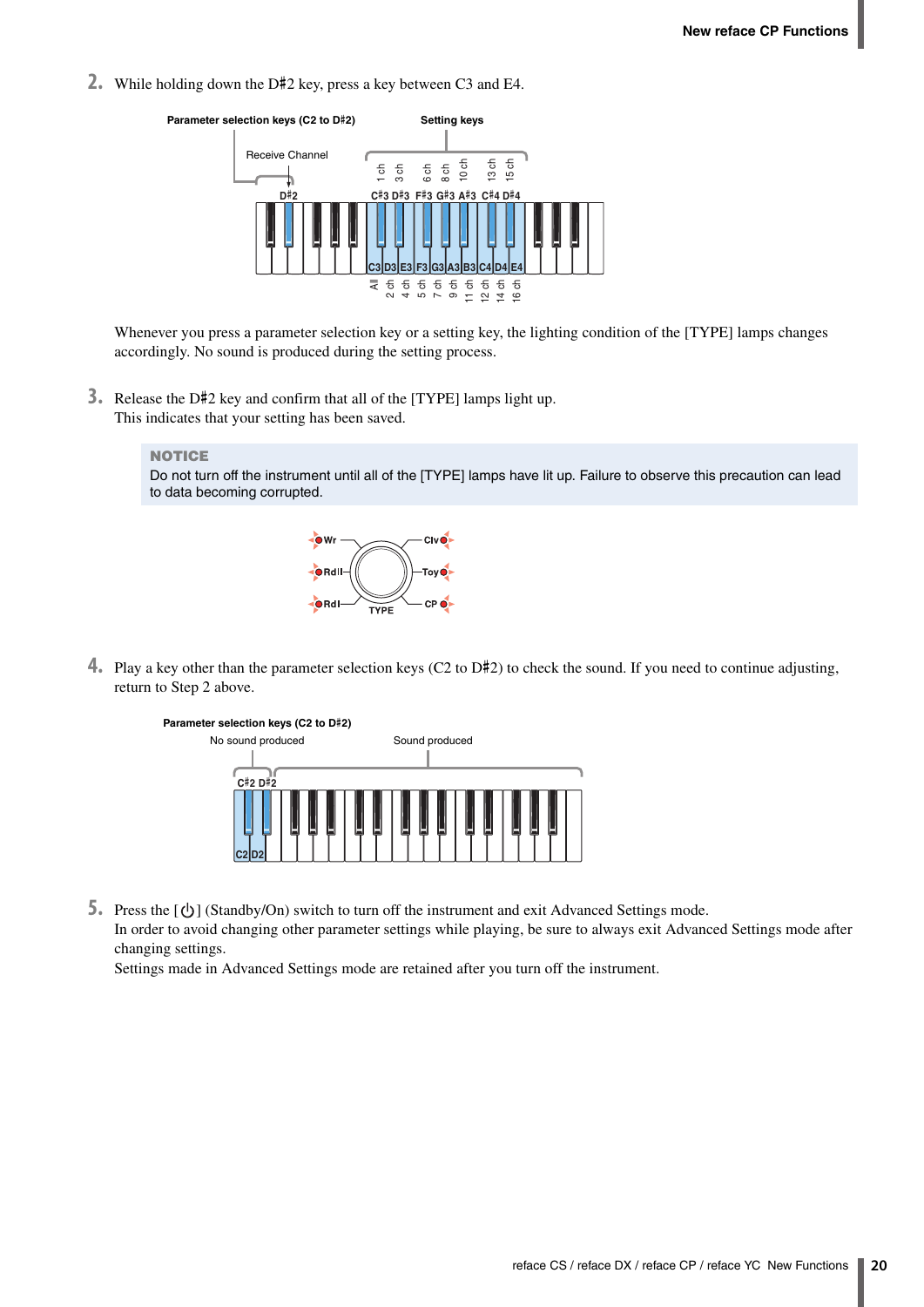2. While holding down the D♯2 key, press a key between C3 and E4.

Whenever you press a parameter selection key or a setting key, the lighting condition of the [TYPE] lamps changes accordingly. No sound is produced during the setting process.

3. Release the D♯2 key and confirm that all of the [TYPE] lamps light up.
This indicates that your setting has been saved.

> **NOTICE**
> Do not turn off the instrument until all of the [TYPE] lamps have lit up. Failure to observe this precaution can lead to data becoming corrupted.

4. Play a key other than the parameter selection keys (C2 to D♯2) to check the sound. If you need to continue adjusting, return to Step 2 above.

5. Press the [⏻] (Standby/On) switch to turn off the instrument and exit Advanced Settings mode.
In order to avoid changing other parameter settings while playing, be sure to always exit Advanced Settings mode after changing settings.
Settings made in Advanced Settings mode are retained after you turn off the instrument.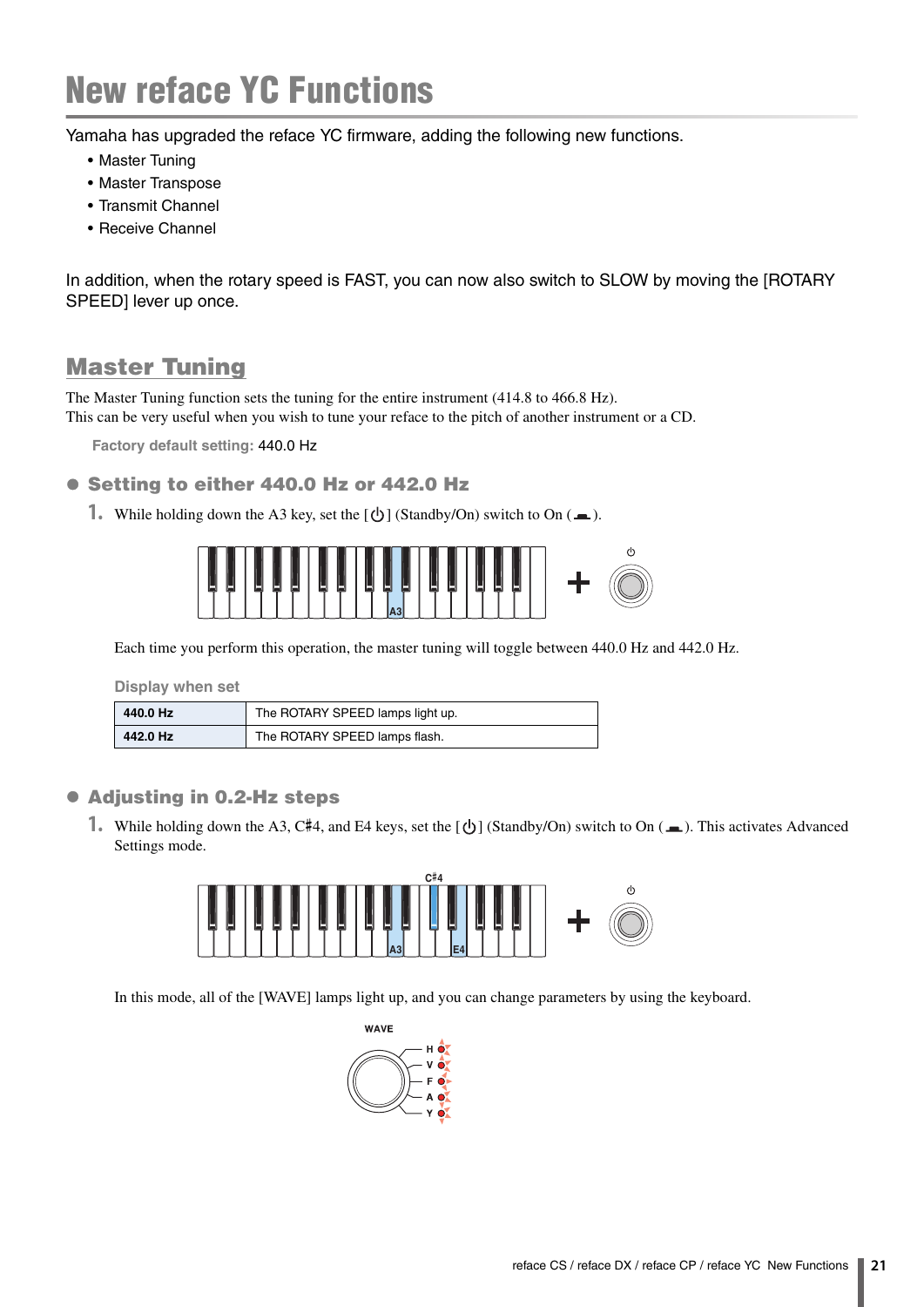# New reface YC Functions

Yamaha has upgraded the reface YC firmware, adding the following new functions.

- Master Tuning
- Master Transpose
- Transmit Channel
- Receive Channel

In addition, when the rotary speed is FAST, you can now also switch to SLOW by moving the [ROTARY SPEED] lever up once.

## Master Tuning

The Master Tuning function sets the tuning for the entire instrument (414.8 to 466.8 Hz).
This can be very useful when you wish to tune your reface to the pitch of another instrument or a CD.

**Factory default setting:** 440.0 Hz

### Setting to either 440.0 Hz or 442.0 Hz

1. While holding down the A3 key, set the [⏻] (Standby/On) switch to On (▬).

Each time you perform this operation, the master tuning will toggle between 440.0 Hz and 442.0 Hz.

**Display when set**

| | |
|---|---|
| **440.0 Hz** | The ROTARY SPEED lamps light up. |
| **442.0 Hz** | The ROTARY SPEED lamps flash. |

### Adjusting in 0.2-Hz steps

1. While holding down the A3, C♯4, and E4 keys, set the [⏻] (Standby/On) switch to On (▬). This activates Advanced Settings mode.

In this mode, all of the [WAVE] lamps light up, and you can change parameters by using the keyboard.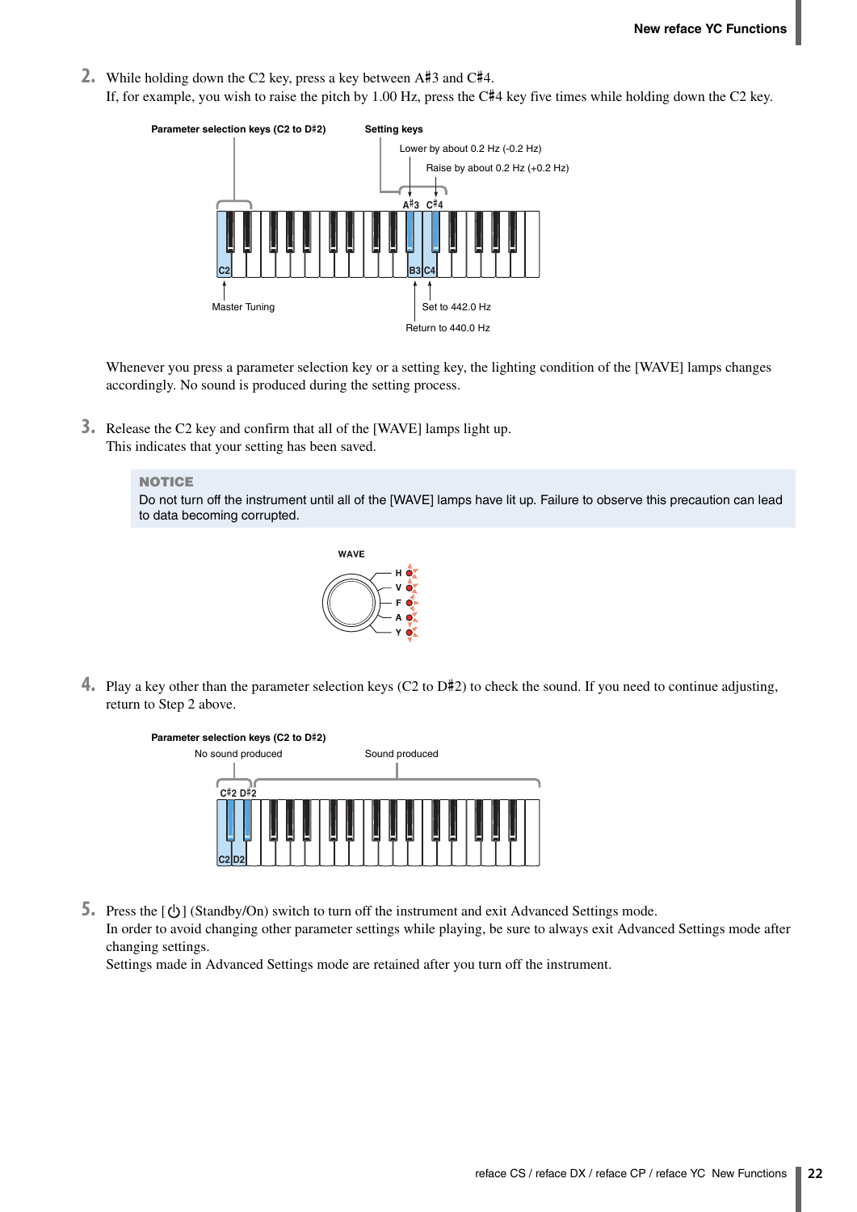2. While holding down the C2 key, press a key between A♯3 and C♯4.
   If, for example, you wish to raise the pitch by 1.00 Hz, press the C♯4 key five times while holding down the C2 key.

Parameter selection keys (C2 to D♯2)
Setting keys
Lower by about 0.2 Hz (-0.2 Hz)
Raise by about 0.2 Hz (+0.2 Hz)
A♯3 C♯4
C2 B3 C4
Master Tuning
Set to 442.0 Hz
Return to 440.0 Hz

Whenever you press a parameter selection key or a setting key, the lighting condition of the [WAVE] lamps changes accordingly. No sound is produced during the setting process.

3. Release the C2 key and confirm that all of the [WAVE] lamps light up.
   This indicates that your setting has been saved.

> **NOTICE**
> Do not turn off the instrument until all of the [WAVE] lamps have lit up. Failure to observe this precaution can lead to data becoming corrupted.

WAVE
H
V
F
A
Y

4. Play a key other than the parameter selection keys (C2 to D♯2) to check the sound. If you need to continue adjusting, return to Step 2 above.

Parameter selection keys (C2 to D♯2)
No sound produced
Sound produced
C♯2 D♯2
C2 D2

5. Press the [⏻] (Standby/On) switch to turn off the instrument and exit Advanced Settings mode.
   In order to avoid changing other parameter settings while playing, be sure to always exit Advanced Settings mode after changing settings.
   Settings made in Advanced Settings mode are retained after you turn off the instrument.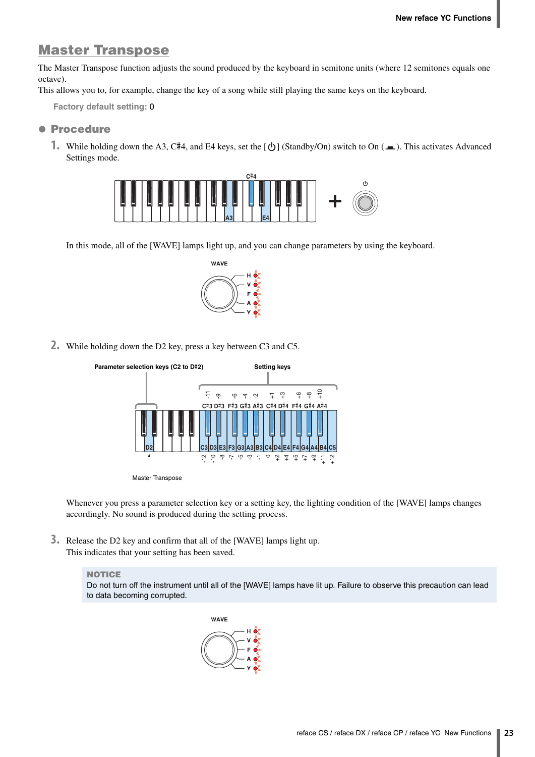# Master Transpose

The Master Transpose function adjusts the sound produced by the keyboard in semitone units (where 12 semitones equals one octave).
This allows you to, for example, change the key of a song while still playing the same keys on the keyboard.

**Factory default setting:** 0

## ● Procedure

1. While holding down the A3, C♯4, and E4 keys, set the [⏻] (Standby/On) switch to On (▬). This activates Advanced Settings mode.

   In this mode, all of the [WAVE] lamps light up, and you can change parameters by using the keyboard.

2. While holding down the D2 key, press a key between C3 and C5.

   Whenever you press a parameter selection key or a setting key, the lighting condition of the [WAVE] lamps changes accordingly. No sound is produced during the setting process.

3. Release the D2 key and confirm that all of the [WAVE] lamps light up.
   This indicates that your setting has been saved.

**NOTICE**
Do not turn off the instrument until all of the [WAVE] lamps have lit up. Failure to observe this precaution can lead to data becoming corrupted.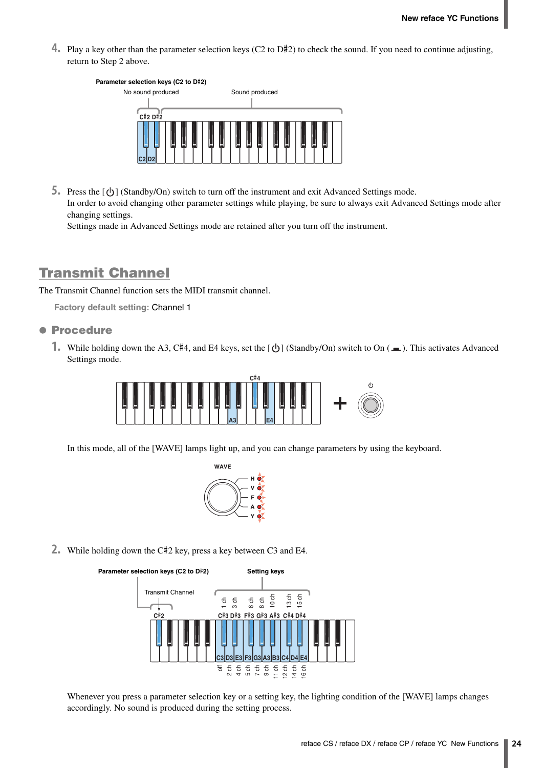4. Play a key other than the parameter selection keys (C2 to D♯2) to check the sound. If you need to continue adjusting, return to Step 2 above.

Parameter selection keys (C2 to D♯2)

No sound produced | Sound produced

5. Press the [⏻] (Standby/On) switch to turn off the instrument and exit Advanced Settings mode.
In order to avoid changing other parameter settings while playing, be sure to always exit Advanced Settings mode after changing settings.
Settings made in Advanced Settings mode are retained after you turn off the instrument.

## Transmit Channel

The Transmit Channel function sets the MIDI transmit channel.

**Factory default setting:** Channel 1

### ● Procedure

1. While holding down the A3, C♯4, and E4 keys, set the [⏻] (Standby/On) switch to On (▬). This activates Advanced Settings mode.

In this mode, all of the [WAVE] lamps light up, and you can change parameters by using the keyboard.

2. While holding down the C♯2 key, press a key between C3 and E4.

Parameter selection keys (C2 to D♯2): C♯2 = Transmit Channel

Setting keys:

| Key | Setting |
|---|---|
| C3 | off |
| C♯3 | 1 ch |
| D3 | 2 ch |
| D♯3 | 3 ch |
| E3 | 4 ch |
| F3 | 5 ch |
| F♯3 | 6 ch |
| G3 | 7 ch |
| G♯3 | 8 ch |
| A3 | 9 ch |
| A♯3 | 10 ch |
| B3 | 11 ch |
| C4 | 12 ch |
| C♯4 | 13 ch |
| D4 | 14 ch |
| D♯4 | 15 ch |
| E4 | 16 ch |

Whenever you press a parameter selection key or a setting key, the lighting condition of the [WAVE] lamps changes accordingly. No sound is produced during the setting process.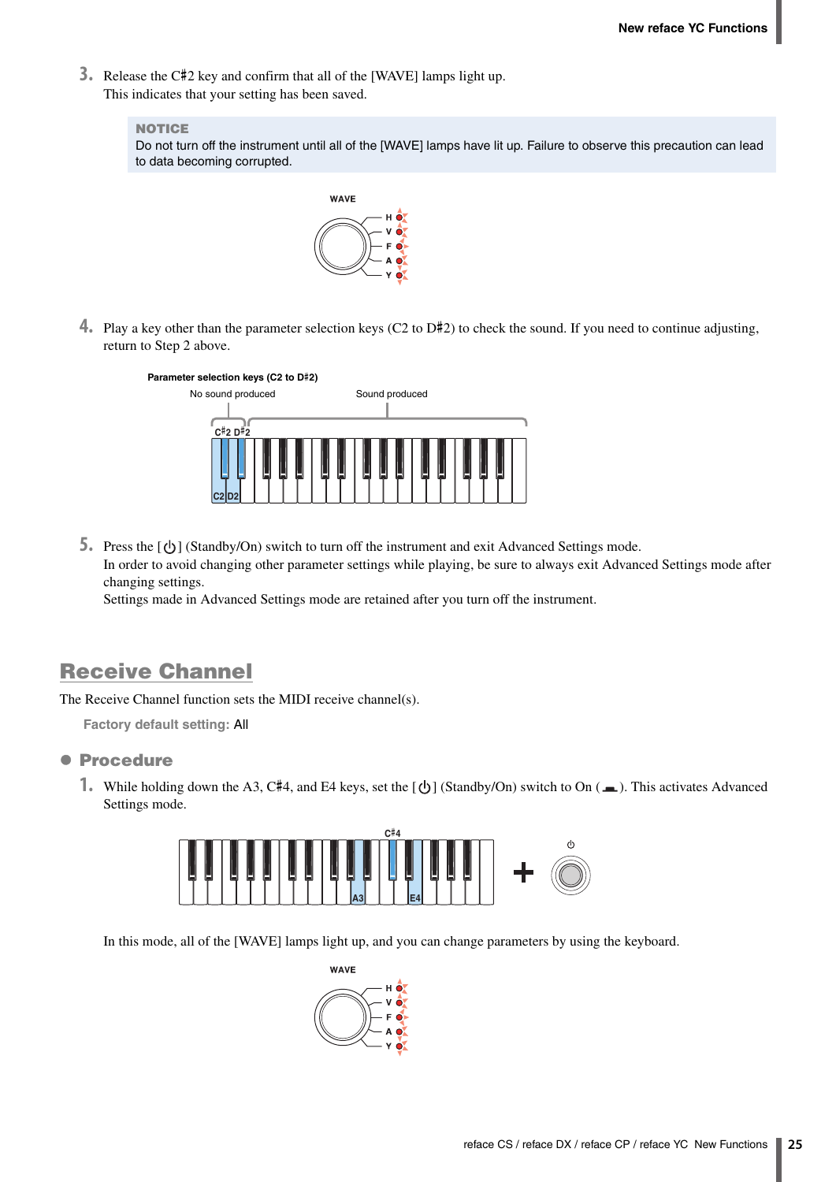3. Release the C♯2 key and confirm that all of the [WAVE] lamps light up.
   This indicates that your setting has been saved.

> **NOTICE**
> Do not turn off the instrument until all of the [WAVE] lamps have lit up. Failure to observe this precaution can lead to data becoming corrupted.

4. Play a key other than the parameter selection keys (C2 to D♯2) to check the sound. If you need to continue adjusting, return to Step 2 above.

5. Press the [⏻] (Standby/On) switch to turn off the instrument and exit Advanced Settings mode.
   In order to avoid changing other parameter settings while playing, be sure to always exit Advanced Settings mode after changing settings.
   Settings made in Advanced Settings mode are retained after you turn off the instrument.

## Receive Channel

The Receive Channel function sets the MIDI receive channel(s).

**Factory default setting:** All

### Procedure

1. While holding down the A3, C♯4, and E4 keys, set the [⏻] (Standby/On) switch to On (▬). This activates Advanced Settings mode.

   In this mode, all of the [WAVE] lamps light up, and you can change parameters by using the keyboard.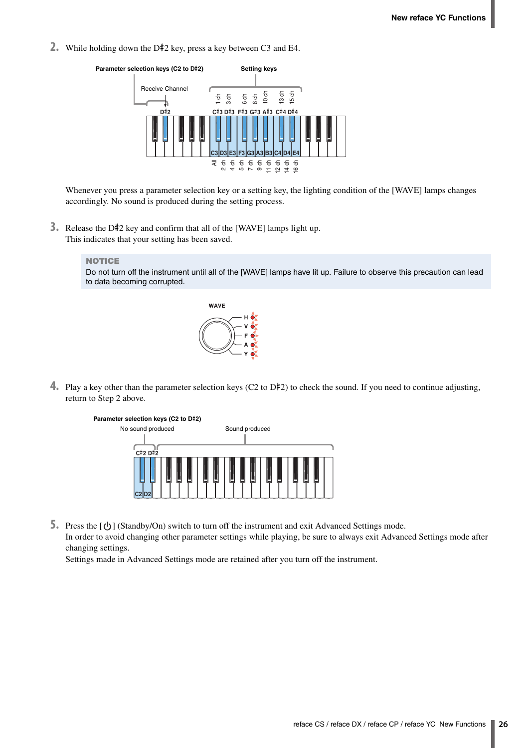2. While holding down the D♯2 key, press a key between C3 and E4.

Whenever you press a parameter selection key or a setting key, the lighting condition of the [WAVE] lamps changes accordingly. No sound is produced during the setting process.

3. Release the D♯2 key and confirm that all of the [WAVE] lamps light up.
This indicates that your setting has been saved.

**NOTICE**
Do not turn off the instrument until all of the [WAVE] lamps have lit up. Failure to observe this precaution can lead to data becoming corrupted.

4. Play a key other than the parameter selection keys (C2 to D♯2) to check the sound. If you need to continue adjusting, return to Step 2 above.

5. Press the [⏻] (Standby/On) switch to turn off the instrument and exit Advanced Settings mode.
In order to avoid changing other parameter settings while playing, be sure to always exit Advanced Settings mode after changing settings.
Settings made in Advanced Settings mode are retained after you turn off the instrument.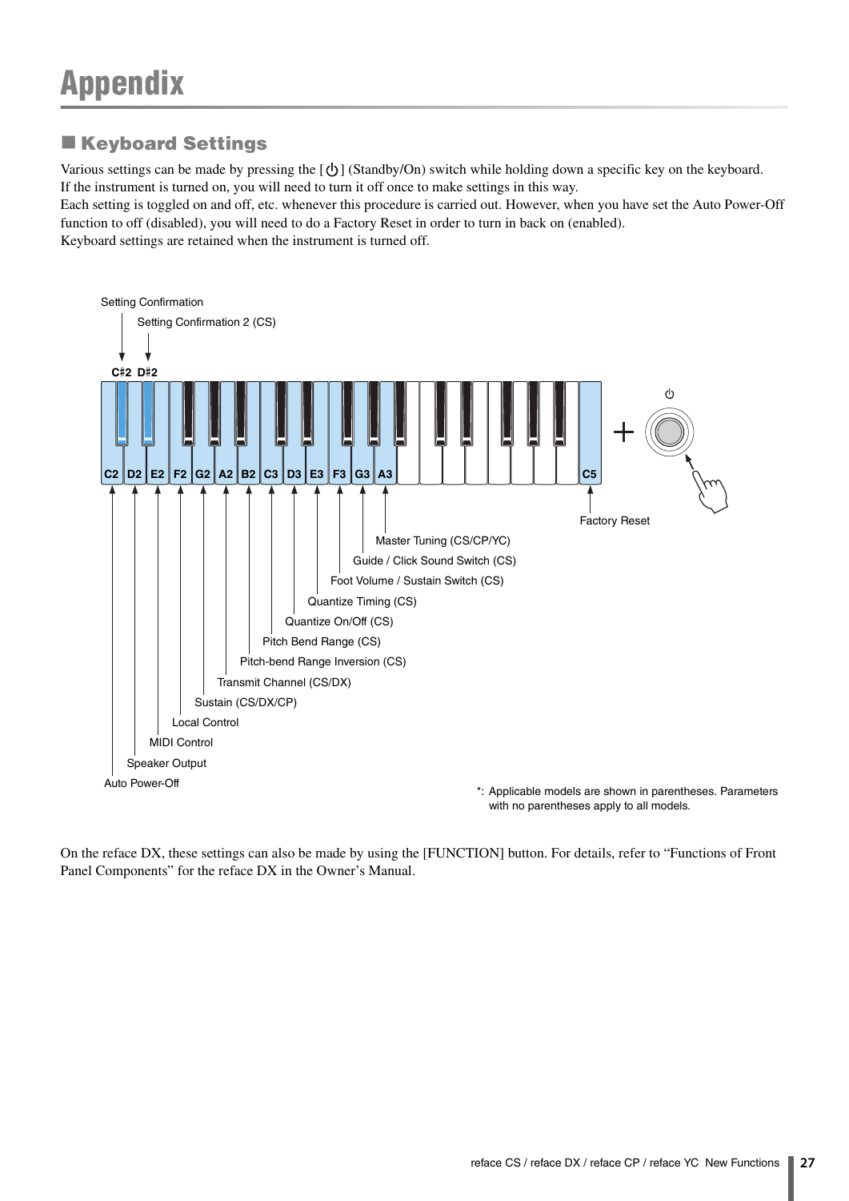# Appendix

## ■ Keyboard Settings

Various settings can be made by pressing the [⏻] (Standby/On) switch while holding down a specific key on the keyboard. If the instrument is turned on, you will need to turn it off once to make settings in this way.

Each setting is toggled on and off, etc. whenever this procedure is carried out. However, when you have set the Auto Power-Off function to off (disabled), you will need to do a Factory Reset in order to turn in back on (enabled).

Keyboard settings are retained when the instrument is turned off.

| Key | Setting |
| --- | --- |
| C2 | Auto Power-Off |
| C♯2 | Setting Confirmation |
| D2 | Speaker Output |
| D♯2 | Setting Confirmation 2 (CS) |
| E2 | MIDI Control |
| F2 | Local Control |
| G2 | Sustain (CS/DX/CP) |
| A2 | Transmit Channel (CS/DX) |
| B2 | Pitch-bend Range Inversion (CS) |
| C3 | Pitch Bend Range (CS) |
| D3 | Quantize On/Off (CS) |
| E3 | Quantize Timing (CS) |
| F3 | Foot Volume / Sustain Switch (CS) |
| G3 | Guide / Click Sound Switch (CS) |
| A3 | Master Tuning (CS/CP/YC) |
| C5 | Factory Reset |

*: Applicable models are shown in parentheses. Parameters with no parentheses apply to all models.

On the reface DX, these settings can also be made by using the [FUNCTION] button. For details, refer to "Functions of Front Panel Components" for the reface DX in the Owner's Manual.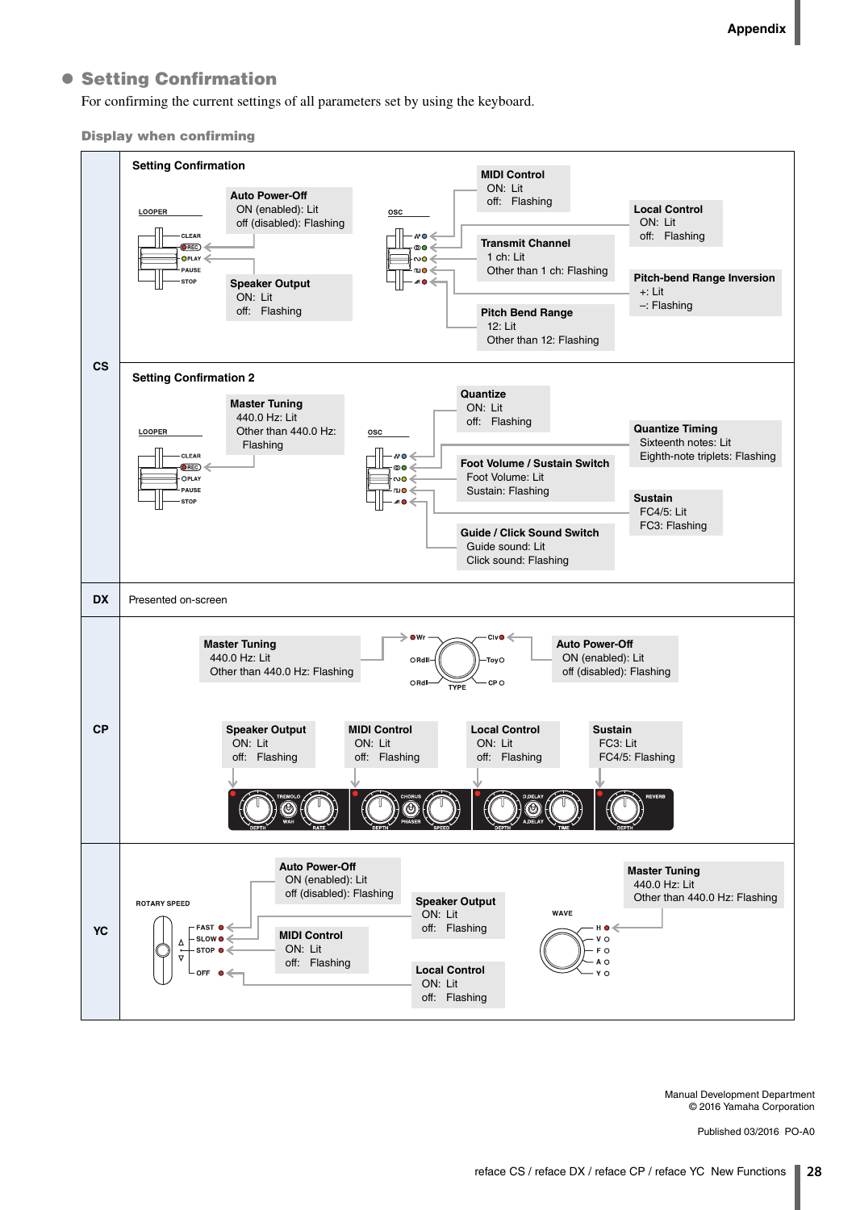## Setting Confirmation

For confirming the current settings of all parameters set by using the keyboard.

### Display when confirming

**CS**

**Setting Confirmation**

LOOPER: CLEAR, REC, PLAY, PAUSE, STOP

**Auto Power-Off**
ON (enabled): Lit
off (disabled): Flashing

**Speaker Output**
ON: Lit
off: Flashing

OSC

**MIDI Control**
ON: Lit
off: Flashing

**Local Control**
ON: Lit
off: Flashing

**Transmit Channel**
1 ch: Lit
Other than 1 ch: Flashing

**Pitch-bend Range Inversion**
+: Lit
–: Flashing

**Pitch Bend Range**
12: Lit
Other than 12: Flashing

**Setting Confirmation 2**

LOOPER: CLEAR, REC, PLAY, PAUSE, STOP

**Master Tuning**
440.0 Hz: Lit
Other than 440.0 Hz: Flashing

OSC

**Quantize**
ON: Lit
off: Flashing

**Quantize Timing**
Sixteenth notes: Lit
Eighth-note triplets: Flashing

**Foot Volume / Sustain Switch**
Foot Volume: Lit
Sustain: Flashing

**Sustain**
FC4/5: Lit
FC3: Flashing

**Guide / Click Sound Switch**
Guide sound: Lit
Click sound: Flashing

**DX**

Presented on-screen

**CP**

TYPE: Wr, Rdll, Rdl, Clv, Toy, CP

**Master Tuning**
440.0 Hz: Lit
Other than 440.0 Hz: Flashing

**Auto Power-Off**
ON (enabled): Lit
off (disabled): Flashing

**Speaker Output**
ON: Lit
off: Flashing

**MIDI Control**
ON: Lit
off: Flashing

**Local Control**
ON: Lit
off: Flashing

**Sustain**
FC3: Lit
FC4/5: Flashing

TREMOLO/WAH (DEPTH, RATE), CHORUS/PHASER (DEPTH, SPEED), D.DELAY/A.DELAY (DEPTH, TIME), REVERB (DEPTH)

**YC**

ROTARY SPEED: FAST, SLOW, STOP, OFF

**Auto Power-Off**
ON (enabled): Lit
off (disabled): Flashing

**Speaker Output**
ON: Lit
off: Flashing

**MIDI Control**
ON: Lit
off: Flashing

**Local Control**
ON: Lit
off: Flashing

WAVE: H, V, F, A, Y

**Master Tuning**
440.0 Hz: Lit
Other than 440.0 Hz: Flashing

Manual Development Department
© 2016 Yamaha Corporation

Published 03/2016 PO-A0